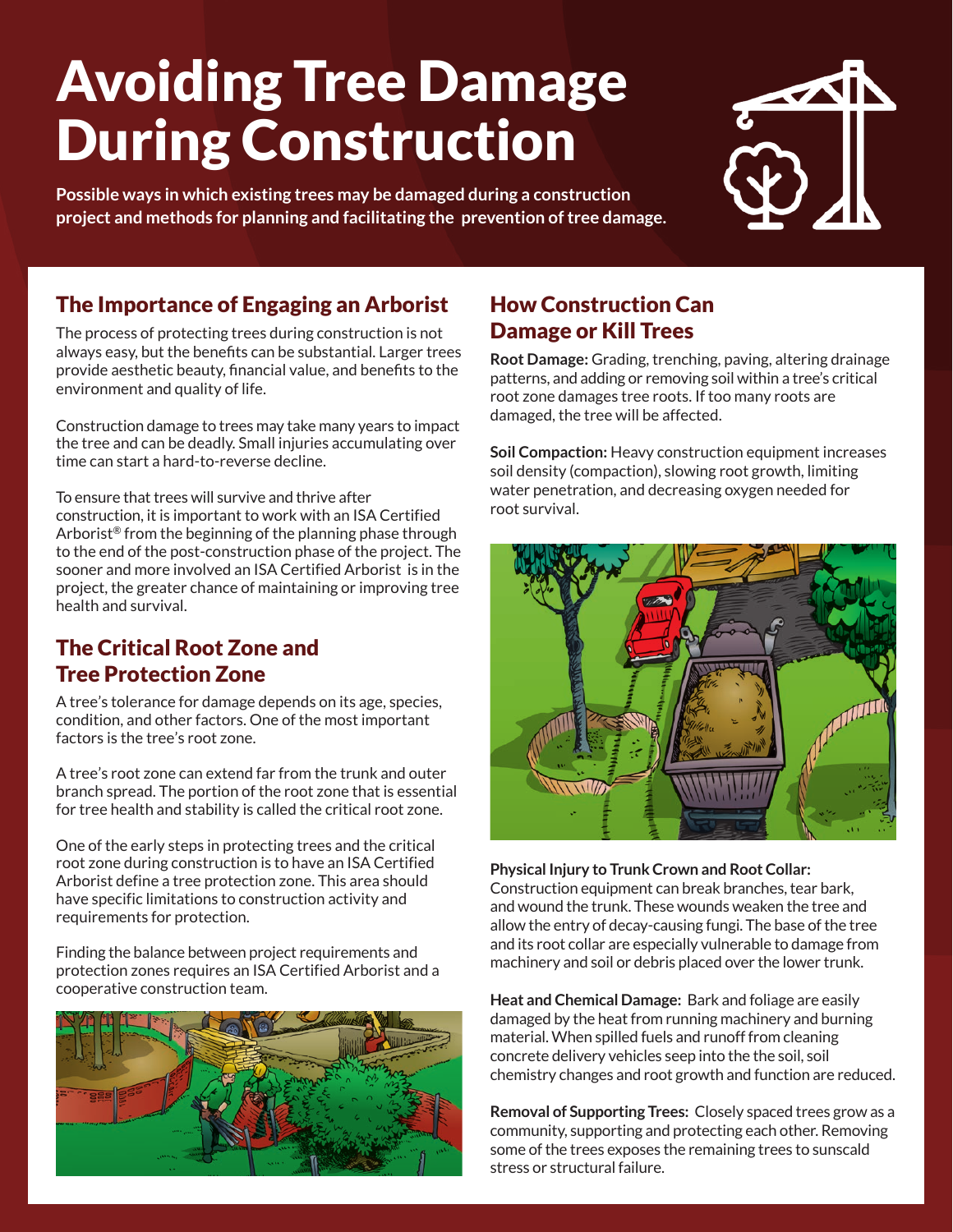# Avoiding Tree Damage During Construction

**Possible ways in which existing trees may be damaged during a construction project and methods for planning and facilitating the prevention of tree damage.**

## The Importance of Engaging an Arborist

The process of protecting trees during construction is not always easy, but the benefits can be substantial. Larger trees provide aesthetic beauty, financial value, and benefits to the environment and quality of life.

Construction damage to trees may take many years to impact the tree and can be deadly. Small injuries accumulating over time can start a hard-to-reverse decline.

To ensure that trees will survive and thrive after construction, it is important to work with an ISA Certified Arborist® from the beginning of the planning phase through to the end of the post-construction phase of the project. The sooner and more involved an ISA Certified Arborist is in the project, the greater chance of maintaining or improving tree health and survival.

## The Critical Root Zone and Tree Protection Zone

A tree's tolerance for damage depends on its age, species, condition, and other factors. One of the most important factors is the tree's root zone.

A tree's root zone can extend far from the trunk and outer branch spread. The portion of the root zone that is essential for tree health and stability is called the critical root zone.

One of the early steps in protecting trees and the critical root zone during construction is to have an ISA Certified Arborist define a tree protection zone. This area should have specific limitations to construction activity and requirements for protection.

Finding the balance between project requirements and protection zones requires an ISA Certified Arborist and a cooperative construction team.

## How Construction Can Damage or Kill Trees

**Root Damage:** Grading, trenching, paving, altering drainage patterns, and adding or removing soil within a tree's critical root zone damages tree roots. If too many roots are damaged, the tree will be affected.

**Soil Compaction:** Heavy construction equipment increases soil density (compaction), slowing root growth, limiting water penetration, and decreasing oxygen needed for root survival.

**Physical Injury to Trunk Crown and Root Collar:** Construction equipment can break branches, tear bark, and wound the trunk. These wounds weaken the tree and allow the entry of decay-causing fungi. The base of the tree and its root collar are especially vulnerable to damage from machinery and soil or debris placed over the lower trunk.

**Heat and Chemical Damage:** Bark and foliage are easily damaged by the heat from running machinery and burning material. When spilled fuels and runoff from cleaning concrete delivery vehicles seep into the the soil, soil chemistry changes and root growth and function are reduced.

**Removal of Supporting Trees:** Closely spaced trees grow as a community, supporting and protecting each other. Removing some of the trees exposes the remaining trees to sunscald stress or structural failure.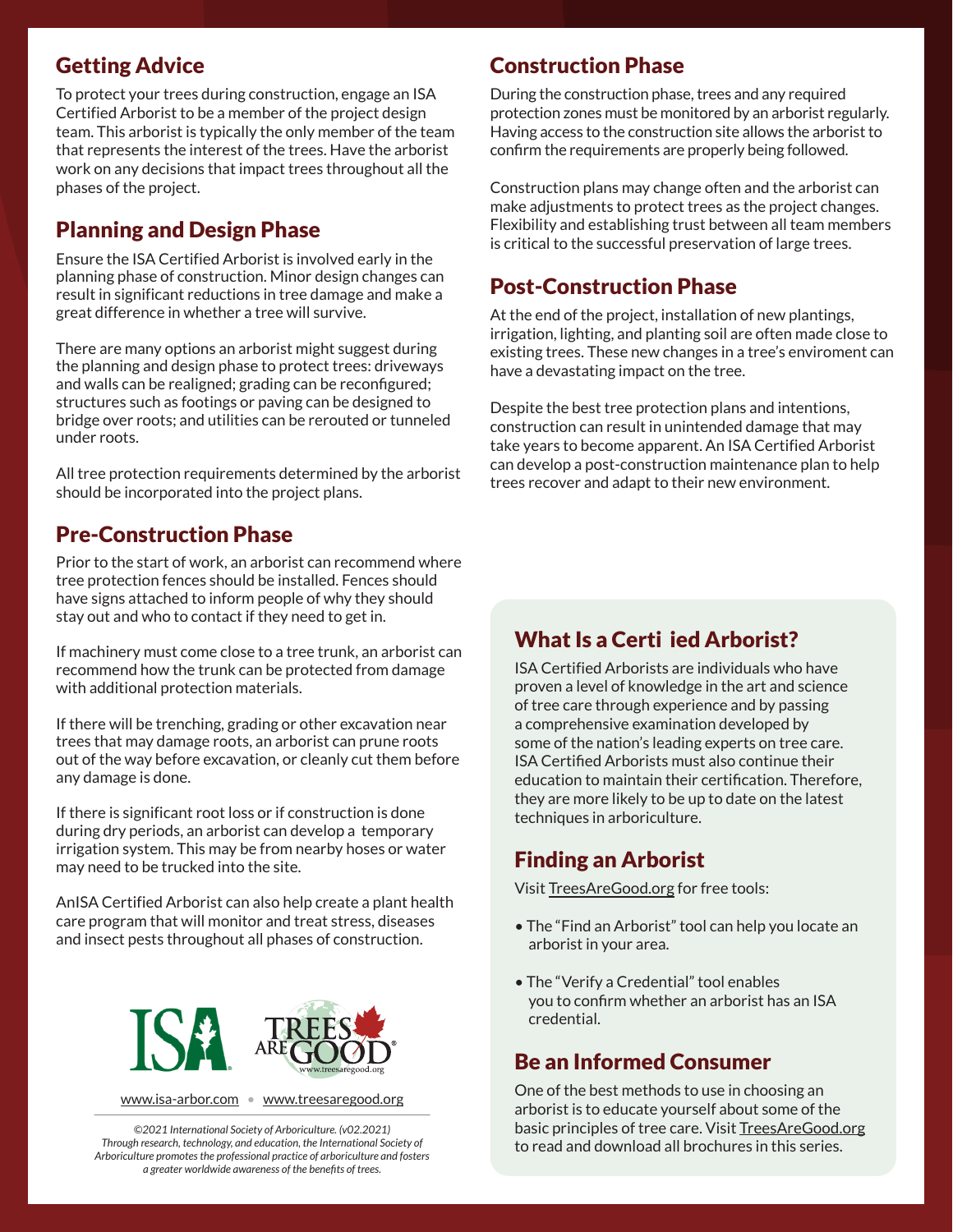## Getting Advice

To protect your trees during construction, engage an ISA Certified Arborist to be a member of the project design team. This arborist is typically the only member of the team that represents the interest of the trees. Have the arborist work on any decisions that impact trees throughout all the phases of the project.

## Planning and Design Phase

Ensure the ISA Certified Arborist is involved early in the planning phase of construction. Minor design changes can result in significant reductions in tree damage and make a great difference in whether a tree will survive.

There are many options an arborist might suggest during the planning and design phase to protect trees: driveways and walls can be realigned; grading can be reconfigured; structures such as footings or paving can be designed to bridge over roots; and utilities can be rerouted or tunneled under roots.

All tree protection requirements determined by the arborist should be incorporated into the project plans.

## Pre-Construction Phase

Prior to the start of work, an arborist can recommend where tree protection fences should be installed. Fences should have signs attached to inform people of why they should stay out and who to contact if they need to get in.

If machinery must come close to a tree trunk, an arborist can recommend how the trunk can be protected from damage with additional protection materials.

If there will be trenching, grading or other excavation near trees that may damage roots, an arborist can prune roots out of the way before excavation, or cleanly cut them before any damage is done.

If there is significant root loss or if construction is done during dry periods, an arborist can develop a temporary irrigation system. This may be from nearby hoses or water may need to be trucked into the site.

AnISA Certified Arborist can also help create a plant health care program that will monitor and treat stress, diseases and insect pests throughout all phases of construction.

www.isa-arbor.com • www.treesaregood.org

*©2021 International Society of Arboriculture. (v02.2021)*
*Through research, technology, and education, the International Society of Arboriculture promotes the professional practice of arboriculture and fosters a greater worldwide awareness of the benefits of trees.*

## Construction Phase

During the construction phase, trees and any required protection zones must be monitored by an arborist regularly. Having access to the construction site allows the arborist to confirm the requirements are properly being followed.

Construction plans may change often and the arborist can make adjustments to protect trees as the project changes. Flexibility and establishing trust between all team members is critical to the successful preservation of large trees.

## Post-Construction Phase

At the end of the project, installation of new plantings, irrigation, lighting, and planting soil are often made close to existing trees. These new changes in a tree's enviroment can have a devastating impact on the tree.

Despite the best tree protection plans and intentions, construction can result in unintended damage that may take years to become apparent. An ISA Certified Arborist can develop a post-construction maintenance plan to help trees recover and adapt to their new environment.

## What Is a Certi ied Arborist?

ISA Certified Arborists are individuals who have proven a level of knowledge in the art and science of tree care through experience and by passing a comprehensive examination developed by some of the nation's leading experts on tree care. ISA Certified Arborists must also continue their education to maintain their certification. Therefore, they are more likely to be up to date on the latest techniques in arboriculture.

## Finding an Arborist

Visit TreesAreGood.org for free tools:

- The "Find an Arborist" tool can help you locate an arborist in your area.
- The "Verify a Credential" tool enables you to confirm whether an arborist has an ISA credential.

## Be an Informed Consumer

One of the best methods to use in choosing an arborist is to educate yourself about some of the basic principles of tree care. Visit TreesAreGood.org to read and download all brochures in this series.